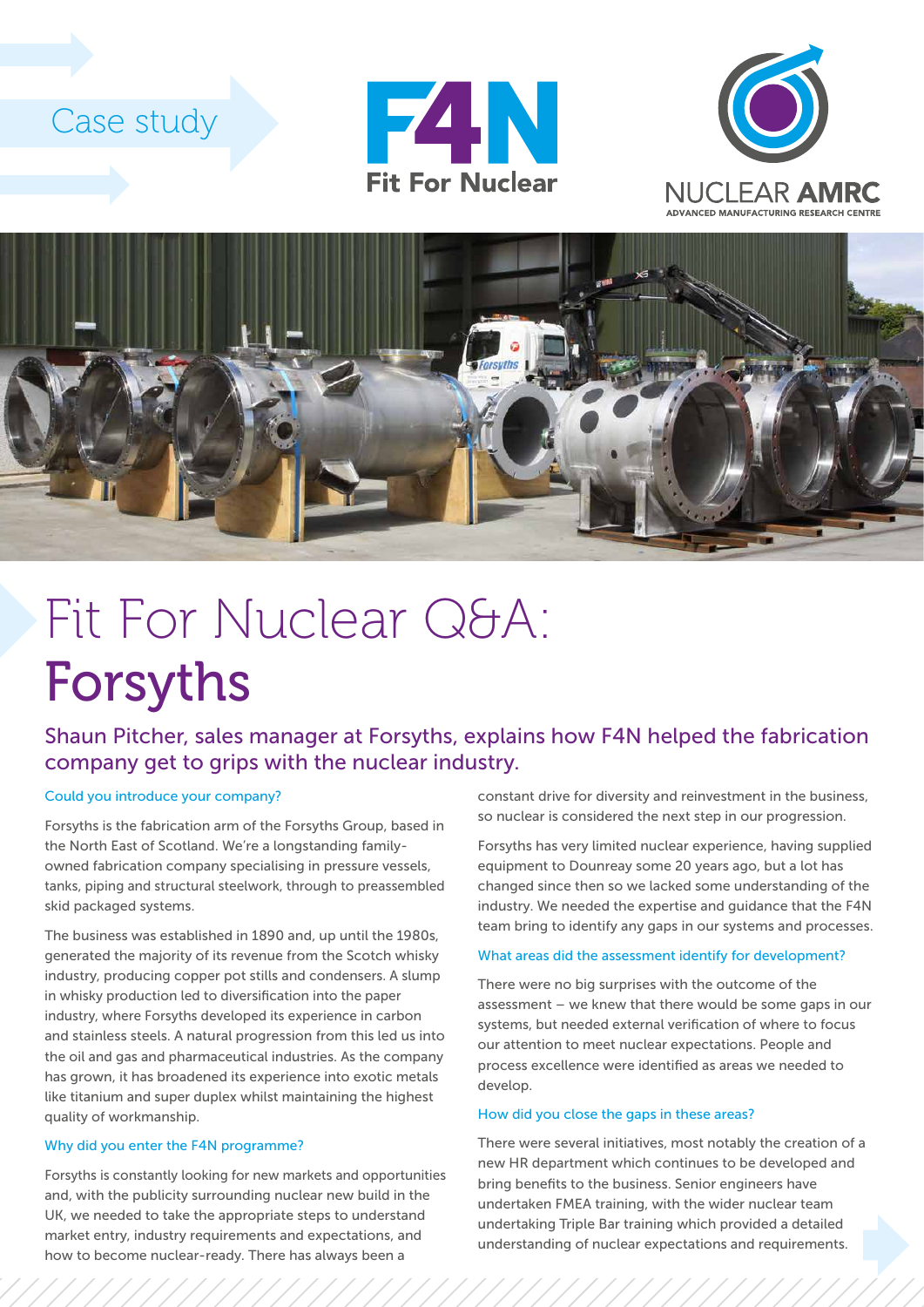Case study

Fit For Nuclear

NUCLEAR AMRC
ADVANCED MANUFACTURING RESEARCH CENTRE

# Fit For Nuclear Q&A: Forsyths

## Shaun Pitcher, sales manager at Forsyths, explains how F4N helped the fabrication company get to grips with the nuclear industry.

### Could you introduce your company?

Forsyths is the fabrication arm of the Forsyths Group, based in the North East of Scotland. We're a longstanding family-owned fabrication company specialising in pressure vessels, tanks, piping and structural steelwork, through to preassembled skid packaged systems.

The business was established in 1890 and, up until the 1980s, generated the majority of its revenue from the Scotch whisky industry, producing copper pot stills and condensers. A slump in whisky production led to diversification into the paper industry, where Forsyths developed its experience in carbon and stainless steels. A natural progression from this led us into the oil and gas and pharmaceutical industries. As the company has grown, it has broadened its experience into exotic metals like titanium and super duplex whilst maintaining the highest quality of workmanship.

### Why did you enter the F4N programme?

Forsyths is constantly looking for new markets and opportunities and, with the publicity surrounding nuclear new build in the UK, we needed to take the appropriate steps to understand market entry, industry requirements and expectations, and how to become nuclear-ready. There has always been a constant drive for diversity and reinvestment in the business, so nuclear is considered the next step in our progression.

Forsyths has very limited nuclear experience, having supplied equipment to Dounreay some 20 years ago, but a lot has changed since then so we lacked some understanding of the industry. We needed the expertise and guidance that the F4N team bring to identify any gaps in our systems and processes.

### What areas did the assessment identify for development?

There were no big surprises with the outcome of the assessment – we knew that there would be some gaps in our systems, but needed external verification of where to focus our attention to meet nuclear expectations. People and process excellence were identified as areas we needed to develop.

### How did you close the gaps in these areas?

There were several initiatives, most notably the creation of a new HR department which continues to be developed and bring benefits to the business. Senior engineers have undertaken FMEA training, with the wider nuclear team undertaking Triple Bar training which provided a detailed understanding of nuclear expectations and requirements.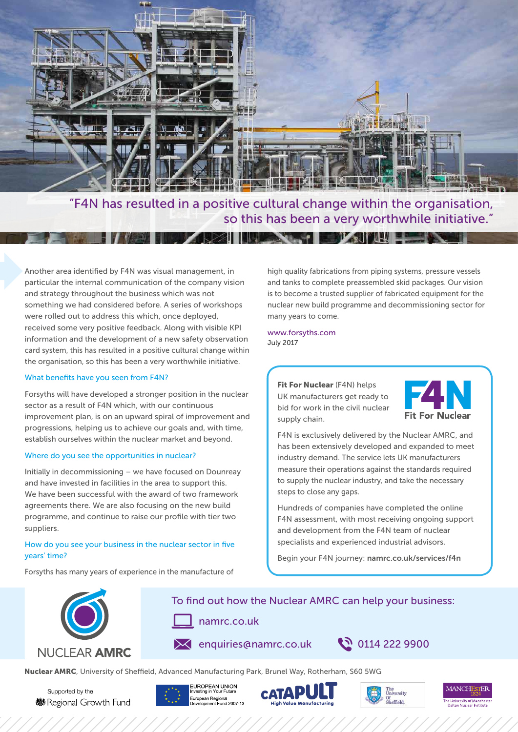> "F4N has resulted in a positive cultural change within the organisation, so this has been a very worthwhile initiative."

Another area identified by F4N was visual management, in particular the internal communication of the company vision and strategy throughout the business which was not something we had considered before. A series of workshops were rolled out to address this which, once deployed, received some very positive feedback. Along with visible KPI information and the development of a new safety observation card system, this has resulted in a positive cultural change within the organisation, so this has been a very worthwhile initiative.

### What benefits have you seen from F4N?

Forsyths will have developed a stronger position in the nuclear sector as a result of F4N which, with our continuous improvement plan, is on an upward spiral of improvement and progressions, helping us to achieve our goals and, with time, establish ourselves within the nuclear market and beyond.

### Where do you see the opportunities in nuclear?

Initially in decommissioning – we have focused on Dounreay and have invested in facilities in the area to support this. We have been successful with the award of two framework agreements there. We are also focusing on the new build programme, and continue to raise our profile with tier two suppliers.

### How do you see your business in the nuclear sector in five years' time?

Forsyths has many years of experience in the manufacture of high quality fabrications from piping systems, pressure vessels and tanks to complete preassembled skid packages. Our vision is to become a trusted supplier of fabricated equipment for the nuclear new build programme and decommissioning sector for many years to come.

www.forsyths.com
July 2017

---

**Fit For Nuclear** (F4N) helps UK manufacturers get ready to bid for work in the civil nuclear supply chain.

F4N Fit For Nuclear

F4N is exclusively delivered by the Nuclear AMRC, and has been extensively developed and expanded to meet industry demand. The service lets UK manufacturers measure their operations against the standards required to supply the nuclear industry, and take the necessary steps to close any gaps.

Hundreds of companies have completed the online F4N assessment, with most receiving ongoing support and development from the F4N team of nuclear specialists and experienced industrial advisors.

Begin your F4N journey: **namrc.co.uk/services/f4n**

---

NUCLEAR **AMRC**

To find out how the Nuclear AMRC can help your business:

namrc.co.uk

enquiries@namrc.co.uk

0114 222 9900

**Nuclear AMRC**, University of Sheffield, Advanced Manufacturing Park, Brunel Way, Rotherham, S60 5WG

Supported by the Regional Growth Fund

EUROPEAN UNION Investing in Your Future European Regional Development Fund 2007-13

CATAPULT High Value Manufacturing

The University Of Sheffield.

MANCHESTER 1824 The University of Manchester Dalton Nuclear Institute